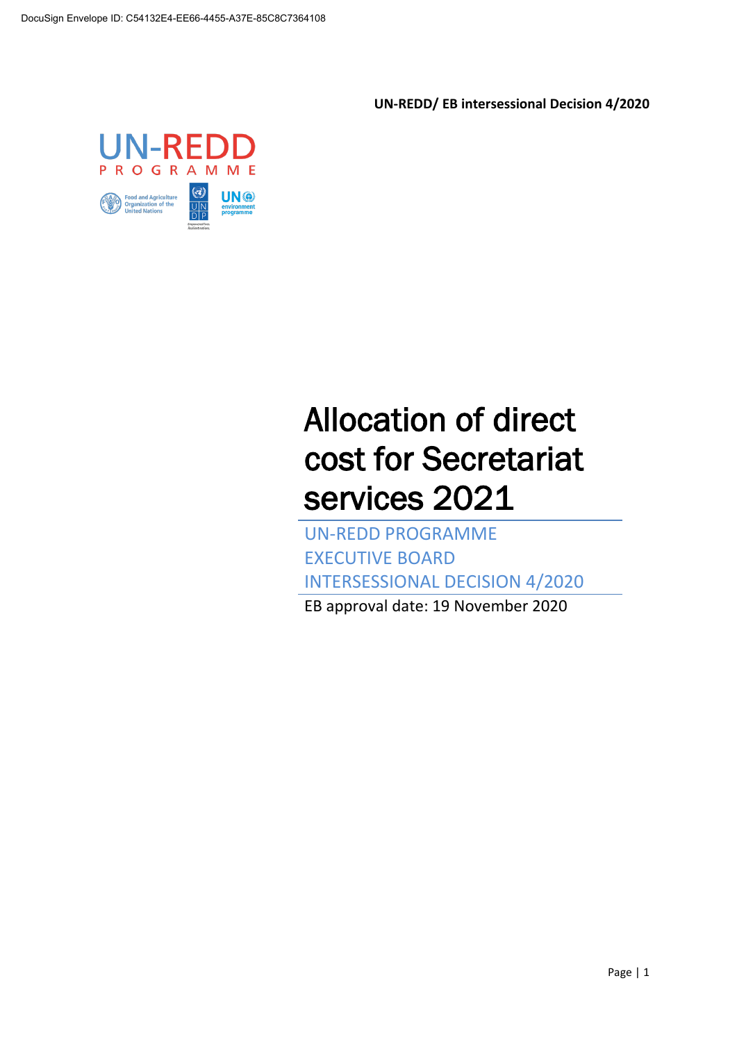DocuSign Envelope ID: C54132E4-EE66-4455-A37E-85C8C7364108

**UN-REDD/ EB intersessional Decision 4/2020**

UN-REDD PROGRAMME

# Allocation of direct cost for Secretariat services 2021

UN-REDD PROGRAMME EXECUTIVE BOARD INTERSESSIONAL DECISION 4/2020

EB approval date: 19 November 2020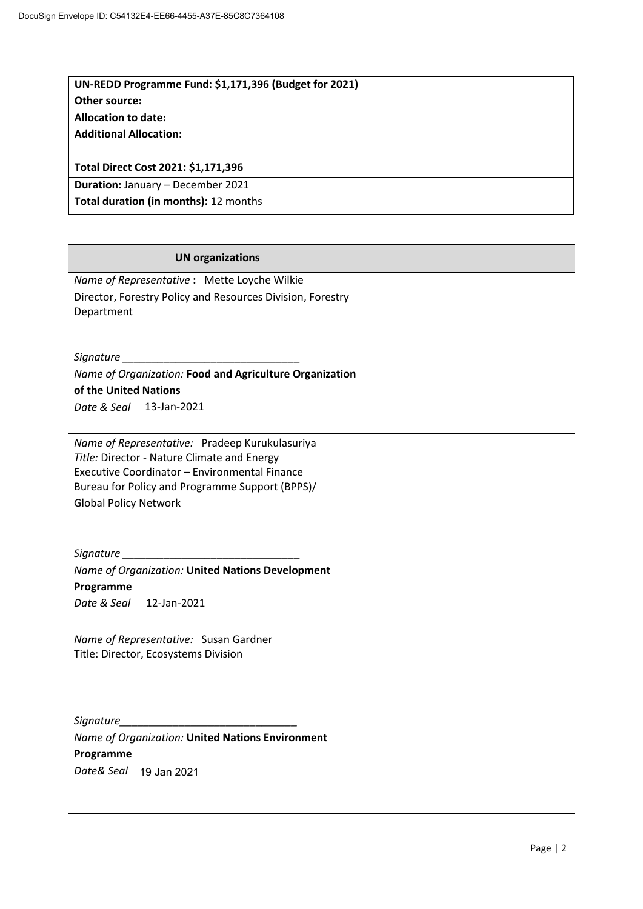| **UN-REDD Programme Fund: $1,171,396 (Budget for 2021)**<br>**Other source:**<br>**Allocation to date:**<br>**Additional Allocation:**<br><br>**Total Direct Cost 2021: $1,171,396** | |
|---|---|
| **Duration:** January – December 2021<br>**Total duration (in months):** 12 months | |

| **UN organizations** | |
|---|---|
| *Name of Representative* **:** Mette Loyche Wilkie<br>Director, Forestry Policy and Resources Division, Forestry Department<br><br>*Signature* _______________________________<br>*Name of Organization:* **Food and Agriculture Organization of the United Nations**<br>*Date & Seal* 13-Jan-2021 | |
| *Name of Representative:* Pradeep Kurukulasuriya<br>*Title:* Director - Nature Climate and Energy<br>Executive Coordinator – Environmental Finance<br>Bureau for Policy and Programme Support (BPPS)/<br>Global Policy Network<br><br>*Signature* _______________________________<br>*Name of Organization:* **United Nations Development Programme**<br>*Date & Seal* 12-Jan-2021 | |
| *Name of Representative:* Susan Gardner<br>Title: Director, Ecosystems Division<br><br>*Signature*_______________________________<br>*Name of Organization:* **United Nations Environment Programme**<br>*Date& Seal* 19 Jan 2021 | |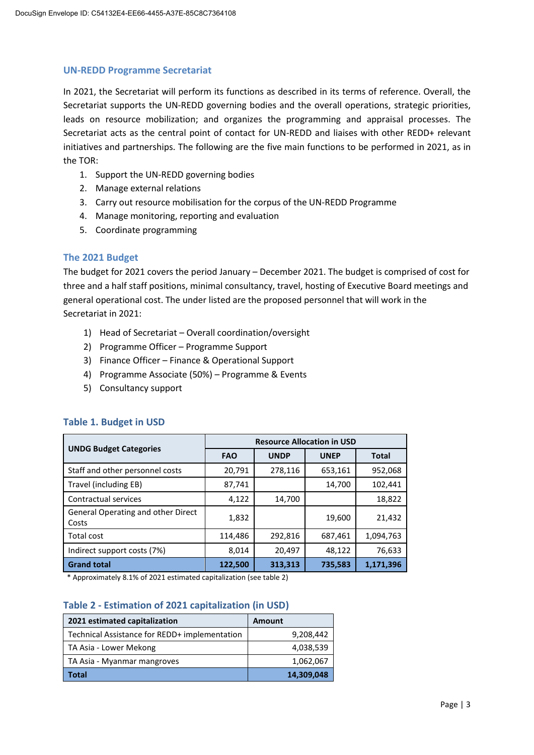## UN-REDD Programme Secretariat

In 2021, the Secretariat will perform its functions as described in its terms of reference. Overall, the Secretariat supports the UN-REDD governing bodies and the overall operations, strategic priorities, leads on resource mobilization; and organizes the programming and appraisal processes. The Secretariat acts as the central point of contact for UN-REDD and liaises with other REDD+ relevant initiatives and partnerships. The following are the five main functions to be performed in 2021, as in the TOR:

1. Support the UN-REDD governing bodies
2. Manage external relations
3. Carry out resource mobilisation for the corpus of the UN-REDD Programme
4. Manage monitoring, reporting and evaluation
5. Coordinate programming

## The 2021 Budget

The budget for 2021 covers the period January – December 2021. The budget is comprised of cost for three and a half staff positions, minimal consultancy, travel, hosting of Executive Board meetings and general operational cost. The under listed are the proposed personnel that will work in the Secretariat in 2021:

1) Head of Secretariat – Overall coordination/oversight
2) Programme Officer – Programme Support
3) Finance Officer – Finance & Operational Support
4) Programme Associate (50%) – Programme & Events
5) Consultancy support

### Table 1. Budget in USD

| UNDG Budget Categories | Resource Allocation in USD | | | |
|---|---|---|---|---|
| | FAO | UNDP | UNEP | Total |
| Staff and other personnel costs | 20,791 | 278,116 | 653,161 | 952,068 |
| Travel (including EB) | 87,741 | | 14,700 | 102,441 |
| Contractual services | 4,122 | 14,700 | | 18,822 |
| General Operating and other Direct Costs | 1,832 | | 19,600 | 21,432 |
| Total cost | 114,486 | 292,816 | 687,461 | 1,094,763 |
| Indirect support costs (7%) | 8,014 | 20,497 | 48,122 | 76,633 |
| **Grand total** | **122,500** | **313,313** | **735,583** | **1,171,396** |

* Approximately 8.1% of 2021 estimated capitalization (see table 2)

### Table 2 - Estimation of 2021 capitalization (in USD)

| 2021 estimated capitalization | Amount |
|---|---|
| Technical Assistance for REDD+ implementation | 9,208,442 |
| TA Asia - Lower Mekong | 4,038,539 |
| TA Asia - Myanmar mangroves | 1,062,067 |
| **Total** | **14,309,048** |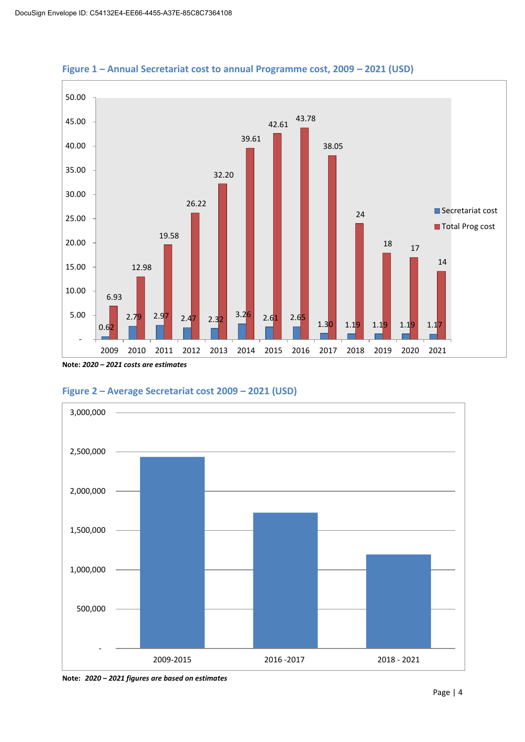DocuSign Envelope ID: C54132E4-EE66-4455-A37E-85C8C7364108

### Figure 1 – Annual Secretariat cost to annual Programme cost, 2009 – 2021 (USD)

50.00
45.00
40.00
35.00
30.00
25.00
20.00
15.00
10.00
5.00
-

Secretariat cost
Total Prog cost

2009: 0.62, 6.93
2010: 2.79, 12.98
2011: 2.97, 19.58
2012: 2.47, 26.22
2013: 2.32, 32.20
2014: 3.26, 39.61
2015: 2.61, 42.61
2016: 2.65, 43.78
2017: 1.30, 38.05
2018: 1.19, 24
2019: 1.19, 18
2020: 1.19, 17
2021: 1.17, 14

**Note:** ***2020 – 2021 costs are estimates***

### Figure 2 – Average Secretariat cost 2009 – 2021 (USD)

3,000,000
2,500,000
2,000,000
1,500,000
1,000,000
500,000
-

2009-2015
2016 -2017
2018 - 2021

**Note:** ***2020 – 2021 figures are based on estimates***